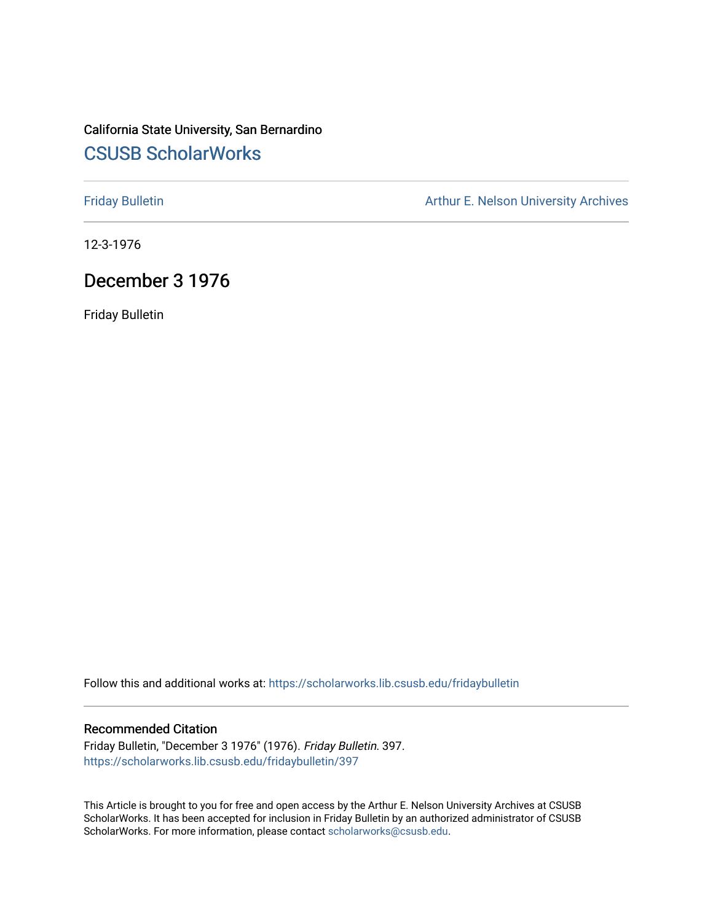California State University, San Bernardino

# CSUSB ScholarWorks

Friday Bulletin

Arthur E. Nelson University Archives

12-3-1976

## December 3 1976

Friday Bulletin

Follow this and additional works at: https://scholarworks.lib.csusb.edu/fridaybulletin

### Recommended Citation

Friday Bulletin, "December 3 1976" (1976). *Friday Bulletin*. 397.
https://scholarworks.lib.csusb.edu/fridaybulletin/397

This Article is brought to you for free and open access by the Arthur E. Nelson University Archives at CSUSB ScholarWorks. It has been accepted for inclusion in Friday Bulletin by an authorized administrator of CSUSB ScholarWorks. For more information, please contact scholarworks@csusb.edu.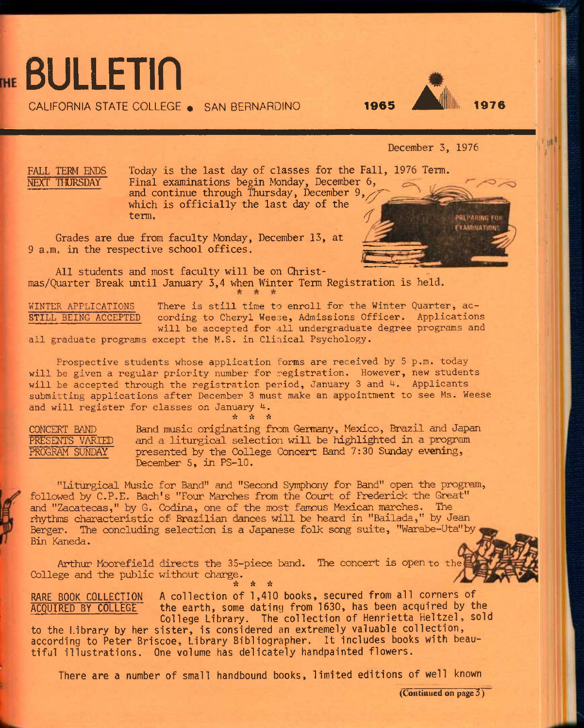# THE BULLETIN

CALIFORNIA STATE COLLEGE • SAN BERNARDINO **1965** **1976**

December 3, 1976

FALL TERM ENDS NEXT THURSDAY

Today is the last day of classes for the Fall, 1976 Term. Final examinations begin Monday, December 6, and continue through Thursday, December 9, which is officially the last day of the term.

Grades are due from faculty Monday, December 13, at 9 a.m. in the respective school offices.

All students and most faculty will be on Christmas/Quarter Break until January 3,4 when Winter Term Registration is held.

\* \* \*

WINTER APPLICATIONS STILL BEING ACCEPTED

There is still time to enroll for the Winter Quarter, according to Cheryl Weese, Admissions Officer. Applications will be accepted for all undergraduate degree programs and all graduate programs except the M.S. in Clinical Psychology.

Prospective students whose application forms are received by 5 p.m. today will be given a regular priority number for registration. However, new students will be accepted through the registration period, January 3 and 4. Applicants submitting applications after December 3 must make an appointment to see Ms. Weese and will register for classes on January 4.

\* \* \*

CONCERT BAND PRESENTS VARIED PROGRAM SUNDAY

Band music originating from Germany, Mexico, Brazil and Japan and a liturgical selection will be highlighted in a program presented by the College Concert Band 7:30 Sunday evening, December 5, in PS-10.

"Liturgical Music for Band" and "Second Symphony for Band" open the program, followed by C.P.E. Bach's "Four Marches from the Court of Frederick the Great" and "Zacatecas," by G. Codina, one of the most famous Mexican marches. The rhythms characteristic of Brazilian dances will be heard in "Bailada," by Jean Berger. The concluding selection is a Japanese folk song suite, "Warabe-Uta" by Bin Kaneda.

Arthur Moorefield directs the 35-piece band. The concert is open to the College and the public without charge.

\* \* \*

RARE BOOK COLLECTION ACQUIRED BY COLLEGE

A collection of 1,410 books, secured from all corners of the earth, some dating from 1630, has been acquired by the College Library. The collection of Henrietta Heltzel, sold to the Library by her sister, is considered an extremely valuable collection, according to Peter Briscoe, Library Bibliographer. It includes books with beautiful illustrations. One volume has delicately handpainted flowers.

There are a number of small handbound books, limited editions of well known

(Continued on page 3)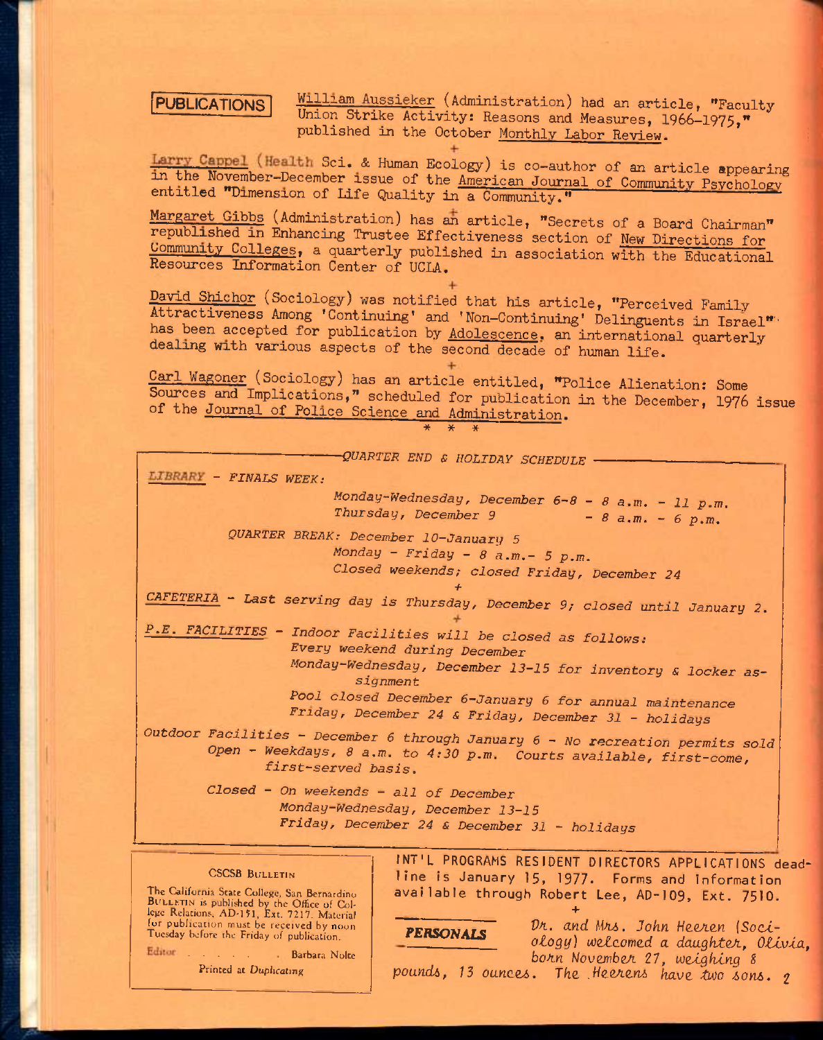**PUBLICATIONS**

William Aussieker (Administration) had an article, "Faculty Union Strike Activity: Reasons and Measures, 1966-1975," published in the October Monthly Labor Review.

+

Larry Cappel (Health Sci. & Human Ecology) is co-author of an article appearing in the November-December issue of the American Journal of Community Psychology entitled "Dimension of Life Quality in a Community."

+

Margaret Gibbs (Administration) has an article, "Secrets of a Board Chairman" republished in Enhancing Trustee Effectiveness section of New Directions for Community Colleges, a quarterly published in association with the Educational Resources Information Center of UCLA.

+

David Shichor (Sociology) was notified that his article, "Perceived Family Attractiveness Among 'Continuing' and 'Non-Continuing' Delinquents in Israel" has been accepted for publication by Adolescence, an international quarterly dealing with various aspects of the second decade of human life.

+

Carl Wagoner (Sociology) has an article entitled, "Police Alienation: Some Sources and Implications," scheduled for publication in the December, 1976 issue of the Journal of Police Science and Administration.

\* \* \*

*QUARTER END & HOLIDAY SCHEDULE*

*LIBRARY - FINALS WEEK:*

*Monday-Wednesday, December 6-8 - 8 a.m. - 11 p.m.*
*Thursday, December 9 - 8 a.m. - 6 p.m.*

*QUARTER BREAK: December 10-January 5*
*Monday - Friday - 8 a.m.- 5 p.m.*
*Closed weekends; closed Friday, December 24*

+

*CAFETERIA - Last serving day is Thursday, December 9; closed until January 2.*

+

*P.E. FACILITIES - Indoor Facilities will be closed as follows:*
*Every weekend during December*
*Monday-Wednesday, December 13-15 for inventory & locker assignment*
*Pool closed December 6-January 6 for annual maintenance*
*Friday, December 24 & Friday, December 31 - holidays*

*Outdoor Facilities - December 6 through January 6 - No recreation permits sold*
*Open - Weekdays, 8 a.m. to 4:30 p.m. Courts available, first-come, first-served basis.*

*Closed - On weekends - all of December*
*Monday-Wednesday, December 13-15*
*Friday, December 24 & December 31 - holidays*

CSCSB BULLETIN

The California State College, San Bernardino BULLETIN is published by the Office of College Relations, AD-151, Ext. 7217. Material for publication must be received by noon Tuesday before the Friday of publication.

Editor . . . . . Barbara Nolte

Printed at Duplicating

INT'L PROGRAMS RESIDENT DIRECTORS APPLICATIONS deadline is January 15, 1977. Forms and information available through Robert Lee, AD-109, Ext. 7510.

+

**PERSONALS**

*Dr. and Mrs. John Heeren (Sociology) welcomed a daughter, Olivia, born November 27, weighing 8 pounds, 13 ounces. The Heerens have two sons.*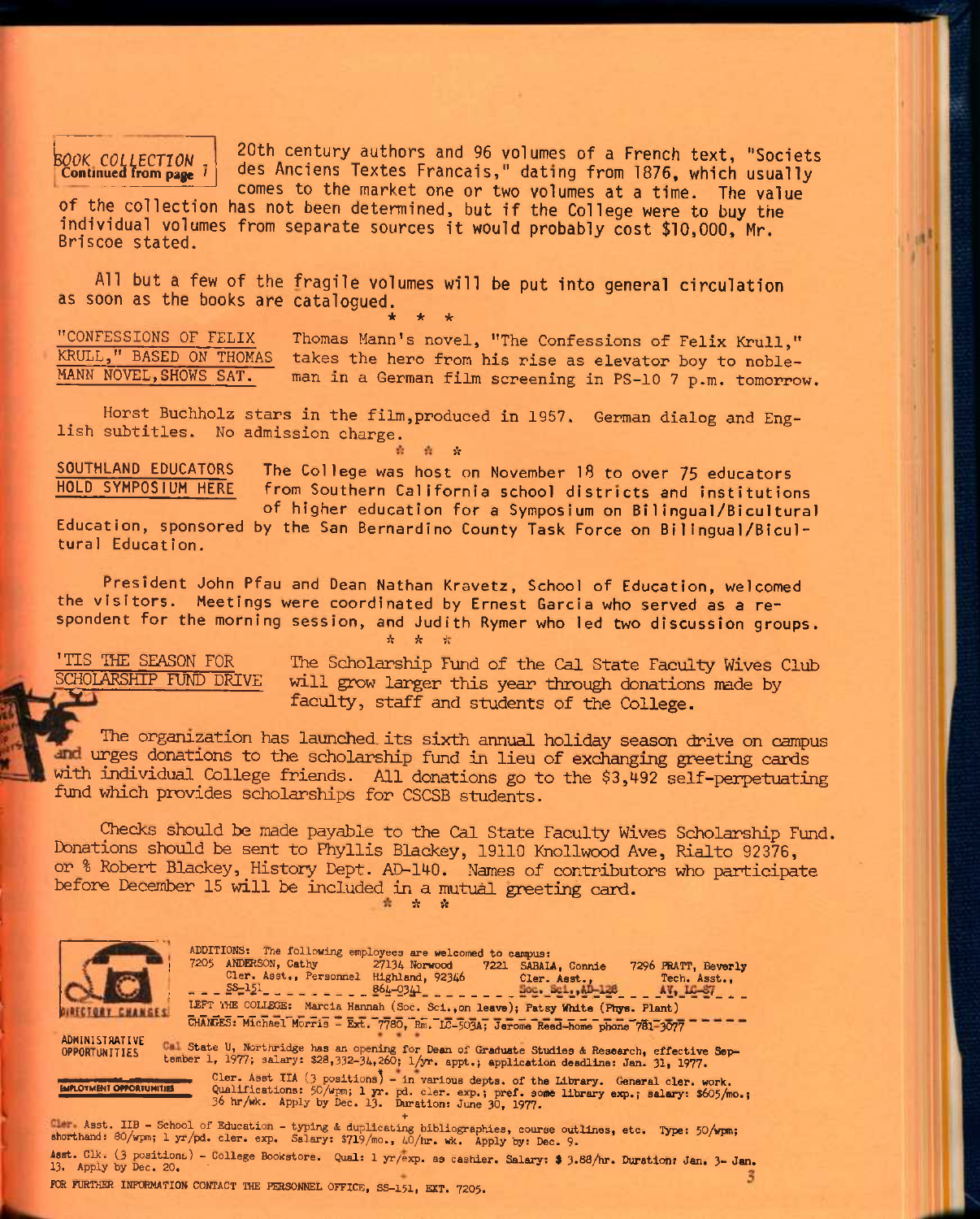**BOOK COLLECTION Continued from page 1**

20th century authors and 96 volumes of a French text, "Societs des Anciens Textes Francais," dating from 1876, which usually comes to the market one or two volumes at a time. The value of the collection has not been determined, but if the College were to buy the individual volumes from separate sources it would probably cost $10,000, Mr. Briscoe stated.

All but a few of the fragile volumes will be put into general circulation as soon as the books are catalogued.

\* \* \*

**"CONFESSIONS OF FELIX KRULL," BASED ON THOMAS MANN NOVEL, SHOWS SAT.**

Thomas Mann's novel, "The Confessions of Felix Krull," takes the hero from his rise as elevator boy to nobleman in a German film screening in PS-10 7 p.m. tomorrow.

Horst Buchholz stars in the film, produced in 1957. German dialog and English subtitles. No admission charge.

\* \* \*

**SOUTHLAND EDUCATORS HOLD SYMPOSIUM HERE**

The College was host on November 18 to over 75 educators from Southern California school districts and institutions of higher education for a Symposium on Bilingual/Bicultural Education, sponsored by the San Bernardino County Task Force on Bilingual/Bicultural Education.

President John Pfau and Dean Nathan Kravetz, School of Education, welcomed the visitors. Meetings were coordinated by Ernest Garcia who served as a respondent for the morning session, and Judith Rymer who led two discussion groups.

\* \* \*

**'TIS THE SEASON FOR SCHOLARSHIP FUND DRIVE**

The Scholarship Fund of the Cal State Faculty Wives Club will grow larger this year through donations made by faculty, staff and students of the College.

The organization has launched its sixth annual holiday season drive on campus and urges donations to the scholarship fund in lieu of exchanging greeting cards with individual College friends. All donations go to the $3,492 self-perpetuating fund which provides scholarships for CSCSB students.

Checks should be made payable to the Cal State Faculty Wives Scholarship Fund. Donations should be sent to Phyllis Blackey, 19110 Knollwood Ave, Rialto 92376, or % Robert Blackey, History Dept. AD-140. Names of contributors who participate before December 15 will be included in a mutual greeting card.

\* \* \*

**DIRECTORY CHANGES**

ADDITIONS: The following employees are welcomed to campus:

| | | |
|---|---|---|
| 7205 ANDERSON, Cathy<br>Cler. Asst., Personnel<br>SS-151 | 27134 Norwood<br>Highland, 92346<br>864-0341 | |
| 7221 SABALA, Connie<br>Cler. Asst.,<br>Soc. Sci., AD-128 | 7296 PRATT, Beverly<br>Tech. Asst.,<br>AV, LC-87 | |

LEFT THE COLLEGE: Marcia Hannah (Soc. Sci., on leave); Patsy White (Phys. Plant)

CHANGES: Michael Morris - Ext. 7780, Rm. LC-503A; Jerome Reed-home phone 781-3077

\* \* \*

**ADMINISTRATIVE OPPORTUNITIES**

Cal State U, Northridge has an opening for Dean of Graduate Studies & Research, effective September 1, 1977; salary: $28,332-34,260; 1/yr. appt.; application deadline: Jan. 31, 1977.

\* \* \*

**EMPLOYMENT OPPORTUNITIES**

Cler. Asst IIA (3 positions) - in various depts. of the Library. General cler. work. Qualifications: 50/wpm; 1 yr. pd. cler. exp.; pref. some library exp.; salary: $605/mo.; 36 hr/wk. Apply by Dec. 13. Duration: June 30, 1977.

+

Cler. Asst. IIB - School of Education - typing & duplicating bibliographies, course outlines, etc. Type: 50/wpm; shorthand: 80/wpm; 1 yr/pd. cler. exp. Salary: $719/mo., 40/hr. wk. Apply by: Dec. 9.

Asst. Clk. (3 positions) - College Bookstore. Qual: 1 yr/exp. as cashier. Salary: $ 3.88/hr. Duration: Jan. 3- Jan. 13. Apply by Dec. 20.

FOR FURTHER INFORMATION CONTACT THE PERSONNEL OFFICE, SS-151, EXT. 7205.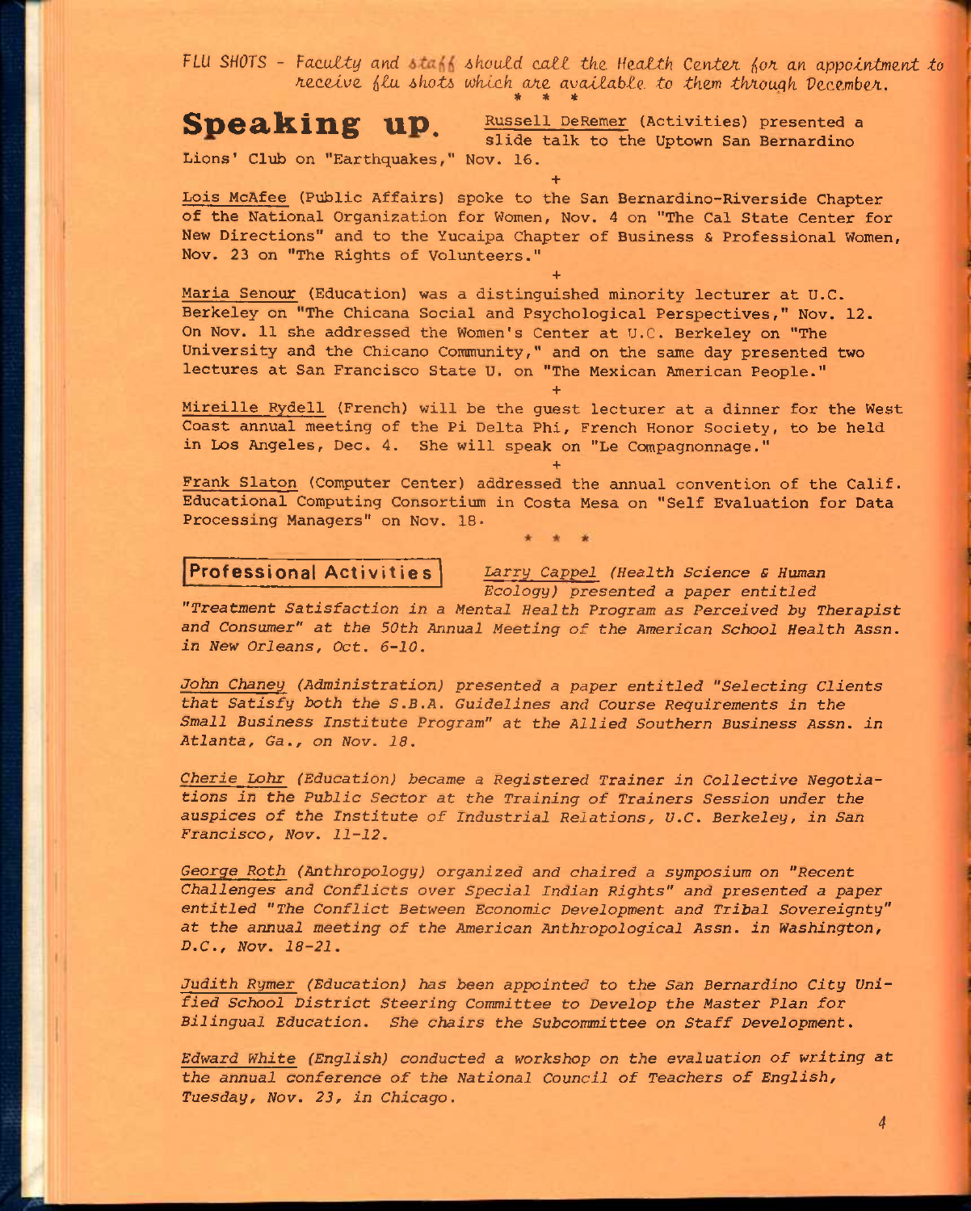*FLU SHOTS - Faculty and staff should call the Health Center for an appointment to receive flu shots which are available to them through December.*

\* \* \*

## Speaking up.

Russell DeRemer (Activities) presented a slide talk to the Uptown San Bernardino Lions' Club on "Earthquakes," Nov. 16.

+

Lois McAfee (Public Affairs) spoke to the San Bernardino-Riverside Chapter of the National Organization for Women, Nov. 4 on "The Cal State Center for New Directions" and to the Yucaipa Chapter of Business & Professional Women, Nov. 23 on "The Rights of Volunteers."

+

Maria Senour (Education) was a distinguished minority lecturer at U.C. Berkeley on "The Chicana Social and Psychological Perspectives," Nov. 12. On Nov. 11 she addressed the Women's Center at U.C. Berkeley on "The University and the Chicano Community," and on the same day presented two lectures at San Francisco State U. on "The Mexican American People."

+

Mireille Rydell (French) will be the guest lecturer at a dinner for the West Coast annual meeting of the Pi Delta Phi, French Honor Society, to be held in Los Angeles, Dec. 4. She will speak on "Le Compagnonnage."

+

Frank Slaton (Computer Center) addressed the annual convention of the Calif. Educational Computing Consortium in Costa Mesa on "Self Evaluation for Data Processing Managers" on Nov. 18.

\* \* \*

## Professional Activities

*Larry Cappel (Health Science & Human Ecology) presented a paper entitled "Treatment Satisfaction in a Mental Health Program as Perceived by Therapist and Consumer" at the 50th Annual Meeting of the American School Health Assn. in New Orleans, Oct. 6-10.*

*John Chaney (Administration) presented a paper entitled "Selecting Clients that Satisfy both the S.B.A. Guidelines and Course Requirements in the Small Business Institute Program" at the Allied Southern Business Assn. in Atlanta, Ga., on Nov. 18.*

*Cherie Lohr (Education) became a Registered Trainer in Collective Negotiations in the Public Sector at the Training of Trainers Session under the auspices of the Institute of Industrial Relations, U.C. Berkeley, in San Francisco, Nov. 11-12.*

*George Roth (Anthropology) organized and chaired a symposium on "Recent Challenges and Conflicts over Special Indian Rights" and presented a paper entitled "The Conflict Between Economic Development and Tribal Sovereignty" at the annual meeting of the American Anthropological Assn. in Washington, D.C., Nov. 18-21.*

*Judith Rymer (Education) has been appointed to the San Bernardino City Unified School District Steering Committee to Develop the Master Plan for Bilingual Education. She chairs the Subcommittee on Staff Development.*

*Edward White (English) conducted a workshop on the evaluation of writing at the annual conference of the National Council of Teachers of English, Tuesday, Nov. 23, in Chicago.*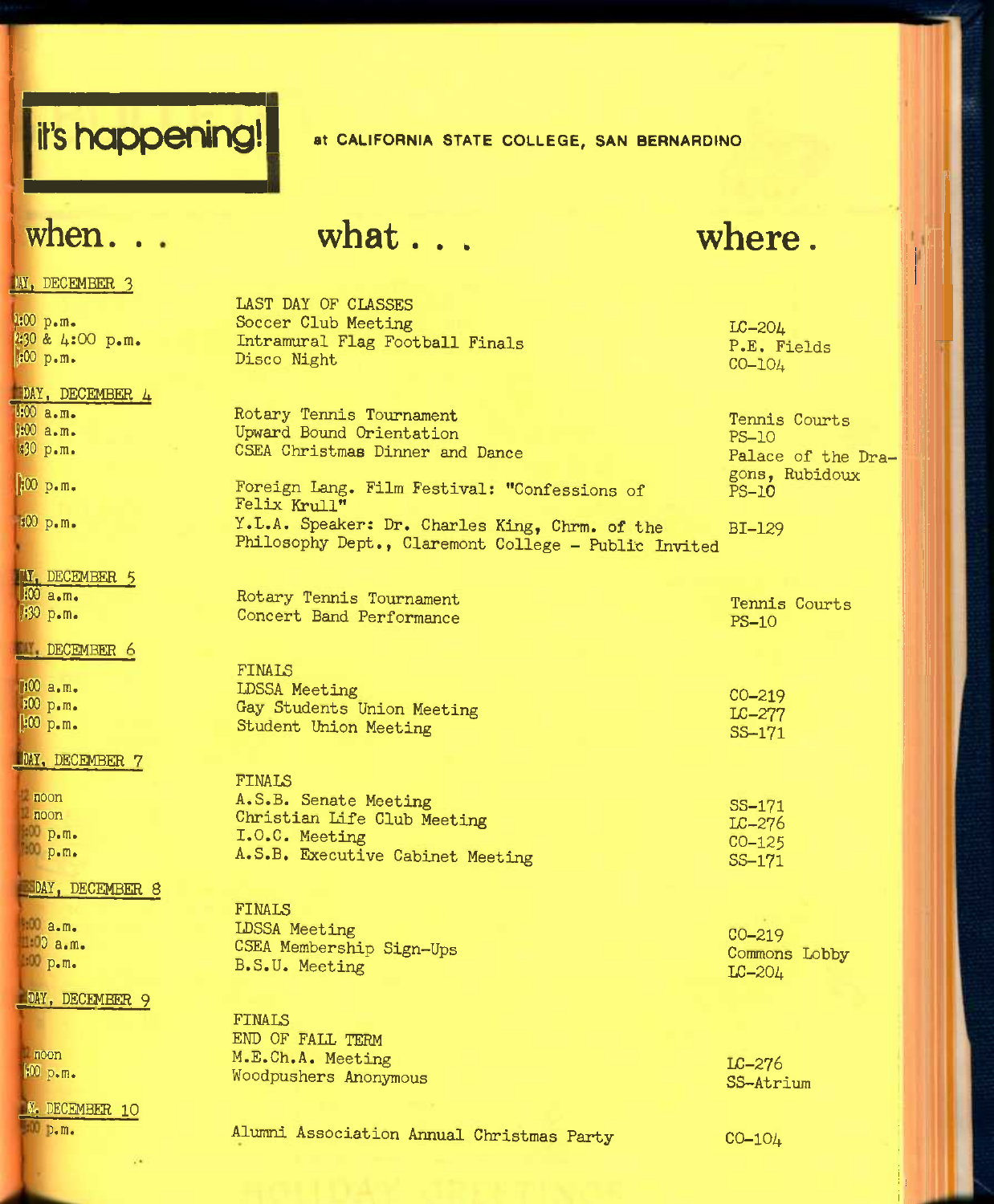# it's happening!

at CALIFORNIA STATE COLLEGE, SAN BERNARDINO

| when... | what... | where. |
|---|---|---|
| **DAY, DECEMBER 3** | | |
| | LAST DAY OF CLASSES | |
| :00 p.m. | Soccer Club Meeting | LC-204 |
| 2:30 & 4:00 p.m. | Intramural Flag Football Finals | P.E. Fields |
| :00 p.m. | Disco Night | CO-104 |
| **DAY, DECEMBER 4** | | |
| :00 a.m. | Rotary Tennis Tournament | Tennis Courts |
| :00 a.m. | Upward Bound Orientation | PS-10 |
| :30 p.m. | CSEA Christmas Dinner and Dance | Palace of the Dragons, Rubidoux |
| :00 p.m. | Foreign Lang. Film Festival: "Confessions of Felix Krull" | PS-10 |
| :00 p.m. | Y.L.A. Speaker: Dr. Charles King, Chrm. of the Philosophy Dept., Claremont College - Public Invited | BI-129 |
| **DAY, DECEMBER 5** | | |
| :00 a.m. | Rotary Tennis Tournament | Tennis Courts |
| :30 p.m. | Concert Band Performance | PS-10 |
| **DAY, DECEMBER 6** | | |
| | FINALS | |
| :00 a.m. | LDSSA Meeting | CO-219 |
| :00 p.m. | Gay Students Union Meeting | LC-277 |
| :00 p.m. | Student Union Meeting | SS-171 |
| **DAY, DECEMBER 7** | | |
| | FINALS | |
| noon | A.S.B. Senate Meeting | SS-171 |
| noon | Christian Life Club Meeting | LC-276 |
| :00 p.m. | I.O.C. Meeting | CO-125 |
| :00 p.m. | A.S.B. Executive Cabinet Meeting | SS-171 |
| **DAY, DECEMBER 8** | | |
| | FINALS | |
| :00 a.m. | LDSSA Meeting | CO-219 |
| :00 a.m. | CSEA Membership Sign-Ups | Commons Lobby |
| :00 p.m. | B.S.U. Meeting | LC-204 |
| **DAY, DECEMBER 9** | | |
| | FINALS | |
| | END OF FALL TERM | |
| noon | M.E.Ch.A. Meeting | LC-276 |
| :00 p.m. | Woodpushers Anonymous | SS-Atrium |
| **Y, DECEMBER 10** | | |
| :00 p.m. | Alumni Association Annual Christmas Party | CO-104 |